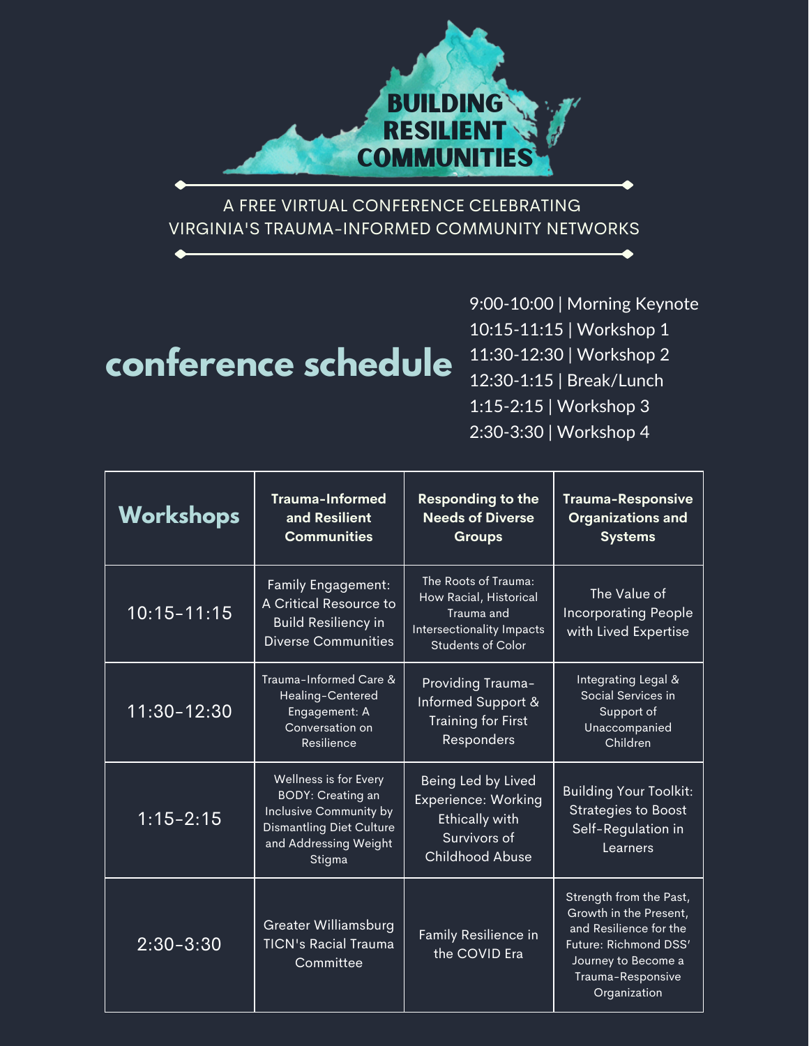# BUILDING RESILIENT COMMUNITIES

A FREE VIRTUAL CONFERENCE CELEBRATING VIRGINIA'S TRAUMA-INFORMED COMMUNITY NETWORKS

## conference schedule

9:00-10:00 | Morning Keynote
10:15-11:15 | Workshop 1
11:30-12:30 | Workshop 2
12:30-1:15 | Break/Lunch
1:15-2:15 | Workshop 3
2:30-3:30 | Workshop 4

| Workshops | Trauma-Informed and Resilient Communities | Responding to the Needs of Diverse Groups | Trauma-Responsive Organizations and Systems |
|---|---|---|---|
| 10:15-11:15 | Family Engagement: A Critical Resource to Build Resiliency in Diverse Communities | The Roots of Trauma: How Racial, Historical Trauma and Intersectionality Impacts Students of Color | The Value of Incorporating People with Lived Expertise |
| 11:30-12:30 | Trauma-Informed Care & Healing-Centered Engagement: A Conversation on Resilience | Providing Trauma-Informed Support & Training for First Responders | Integrating Legal & Social Services in Support of Unaccompanied Children |
| 1:15-2:15 | Wellness is for Every BODY: Creating an Inclusive Community by Dismantling Diet Culture and Addressing Weight Stigma | Being Led by Lived Experience: Working Ethically with Survivors of Childhood Abuse | Building Your Toolkit: Strategies to Boost Self-Regulation in Learners |
| 2:30-3:30 | Greater Williamsburg TICN's Racial Trauma Committee | Family Resilience in the COVID Era | Strength from the Past, Growth in the Present, and Resilience for the Future: Richmond DSS' Journey to Become a Trauma-Responsive Organization |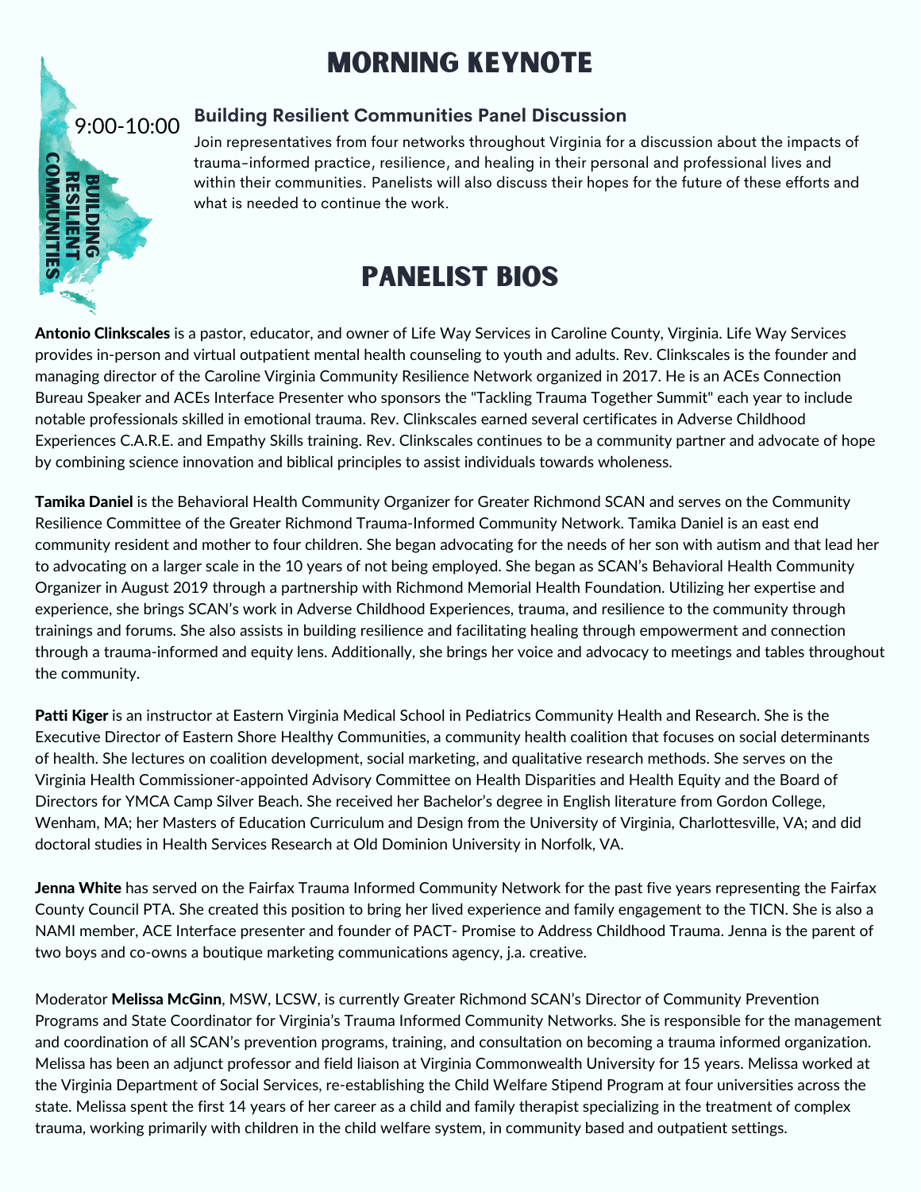# MORNING KEYNOTE

9:00-10:00

BUILDING RESILIENT COMMUNITIES

### Building Resilient Communities Panel Discussion

Join representatives from four networks throughout Virginia for a discussion about the impacts of trauma-informed practice, resilience, and healing in their personal and professional lives and within their communities. Panelists will also discuss their hopes for the future of these efforts and what is needed to continue the work.

# PANELIST BIOS

**Antonio Clinkscales** is a pastor, educator, and owner of Life Way Services in Caroline County, Virginia. Life Way Services provides in-person and virtual outpatient mental health counseling to youth and adults. Rev. Clinkscales is the founder and managing director of the Caroline Virginia Community Resilience Network organized in 2017. He is an ACEs Connection Bureau Speaker and ACEs Interface Presenter who sponsors the "Tackling Trauma Together Summit" each year to include notable professionals skilled in emotional trauma. Rev. Clinkscales earned several certificates in Adverse Childhood Experiences C.A.R.E. and Empathy Skills training. Rev. Clinkscales continues to be a community partner and advocate of hope by combining science innovation and biblical principles to assist individuals towards wholeness.

**Tamika Daniel** is the Behavioral Health Community Organizer for Greater Richmond SCAN and serves on the Community Resilience Committee of the Greater Richmond Trauma-Informed Community Network. Tamika Daniel is an east end community resident and mother to four children. She began advocating for the needs of her son with autism and that lead her to advocating on a larger scale in the 10 years of not being employed. She began as SCAN's Behavioral Health Community Organizer in August 2019 through a partnership with Richmond Memorial Health Foundation. Utilizing her expertise and experience, she brings SCAN's work in Adverse Childhood Experiences, trauma, and resilience to the community through trainings and forums. She also assists in building resilience and facilitating healing through empowerment and connection through a trauma-informed and equity lens. Additionally, she brings her voice and advocacy to meetings and tables throughout the community.

**Patti Kiger** is an instructor at Eastern Virginia Medical School in Pediatrics Community Health and Research. She is the Executive Director of Eastern Shore Healthy Communities, a community health coalition that focuses on social determinants of health. She lectures on coalition development, social marketing, and qualitative research methods. She serves on the Virginia Health Commissioner-appointed Advisory Committee on Health Disparities and Health Equity and the Board of Directors for YMCA Camp Silver Beach. She received her Bachelor's degree in English literature from Gordon College, Wenham, MA; her Masters of Education Curriculum and Design from the University of Virginia, Charlottesville, VA; and did doctoral studies in Health Services Research at Old Dominion University in Norfolk, VA.

**Jenna White** has served on the Fairfax Trauma Informed Community Network for the past five years representing the Fairfax County Council PTA. She created this position to bring her lived experience and family engagement to the TICN. She is also a NAMI member, ACE Interface presenter and founder of PACT- Promise to Address Childhood Trauma. Jenna is the parent of two boys and co-owns a boutique marketing communications agency, j.a. creative.

Moderator **Melissa McGinn**, MSW, LCSW, is currently Greater Richmond SCAN's Director of Community Prevention Programs and State Coordinator for Virginia's Trauma Informed Community Networks. She is responsible for the management and coordination of all SCAN's prevention programs, training, and consultation on becoming a trauma informed organization. Melissa has been an adjunct professor and field liaison at Virginia Commonwealth University for 15 years. Melissa worked at the Virginia Department of Social Services, re-establishing the Child Welfare Stipend Program at four universities across the state. Melissa spent the first 14 years of her career as a child and family therapist specializing in the treatment of complex trauma, working primarily with children in the child welfare system, in community based and outpatient settings.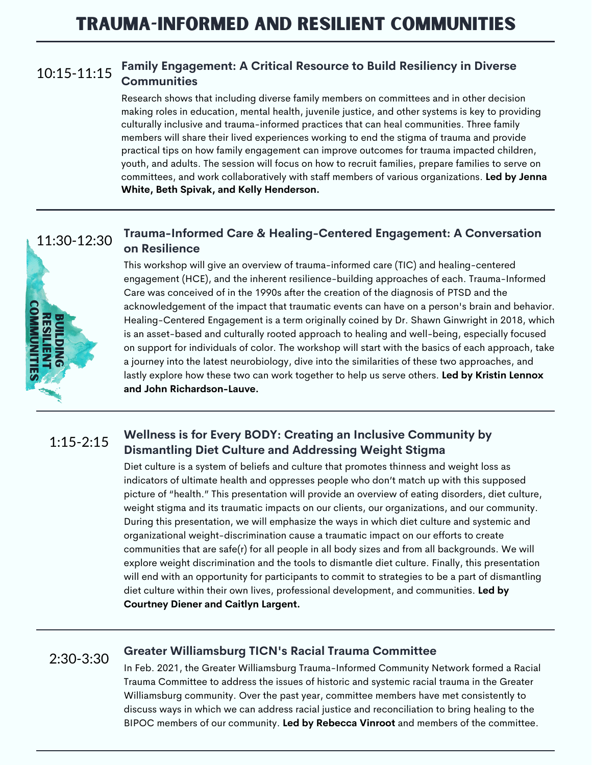# TRAUMA-INFORMED AND RESILIENT COMMUNITIES

---

**10:15-11:15**

### Family Engagement: A Critical Resource to Build Resiliency in Diverse Communities

Research shows that including diverse family members on committees and in other decision making roles in education, mental health, juvenile justice, and other systems is key to providing culturally inclusive and trauma-informed practices that can heal communities. Three family members will share their lived experiences working to end the stigma of trauma and provide practical tips on how family engagement can improve outcomes for trauma impacted children, youth, and adults. The session will focus on how to recruit families, prepare families to serve on committees, and work collaboratively with staff members of various organizations. **Led by Jenna White, Beth Spivak, and Kelly Henderson.**

---

**11:30-12:30**

### Trauma-Informed Care & Healing-Centered Engagement: A Conversation on Resilience

This workshop will give an overview of trauma-informed care (TIC) and healing-centered engagement (HCE), and the inherent resilience-building approaches of each. Trauma-Informed Care was conceived of in the 1990s after the creation of the diagnosis of PTSD and the acknowledgement of the impact that traumatic events can have on a person's brain and behavior. Healing-Centered Engagement is a term originally coined by Dr. Shawn Ginwright in 2018, which is an asset-based and culturally rooted approach to healing and well-being, especially focused on support for individuals of color. The workshop will start with the basics of each approach, take a journey into the latest neurobiology, dive into the similarities of these two approaches, and lastly explore how these two can work together to help us serve others. **Led by Kristin Lennox and John Richardson-Lauve.**

BUILDING RESILIENT COMMUNITIES

---

**1:15-2:15**

### Wellness is for Every BODY: Creating an Inclusive Community by Dismantling Diet Culture and Addressing Weight Stigma

Diet culture is a system of beliefs and culture that promotes thinness and weight loss as indicators of ultimate health and oppresses people who don't match up with this supposed picture of "health." This presentation will provide an overview of eating disorders, diet culture, weight stigma and its traumatic impacts on our clients, our organizations, and our community. During this presentation, we will emphasize the ways in which diet culture and systemic and organizational weight-discrimination cause a traumatic impact on our efforts to create communities that are safe(r) for all people in all body sizes and from all backgrounds. We will explore weight discrimination and the tools to dismantle diet culture. Finally, this presentation will end with an opportunity for participants to commit to strategies to be a part of dismantling diet culture within their own lives, professional development, and communities. **Led by Courtney Diener and Caitlyn Largent.**

---

**2:30-3:30**

### Greater Williamsburg TICN's Racial Trauma Committee

In Feb. 2021, the Greater Williamsburg Trauma-Informed Community Network formed a Racial Trauma Committee to address the issues of historic and systemic racial trauma in the Greater Williamsburg community. Over the past year, committee members have met consistently to discuss ways in which we can address racial justice and reconciliation to bring healing to the BIPOC members of our community. **Led by Rebecca Vinroot** and members of the committee.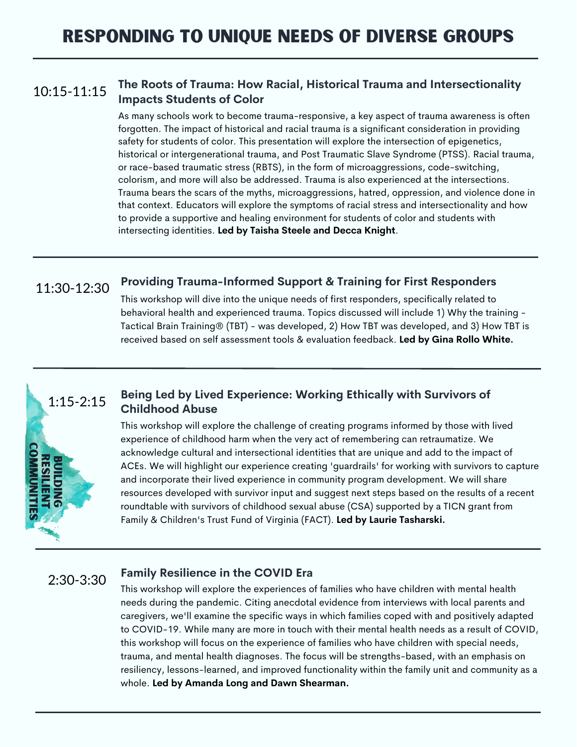# RESPONDING TO UNIQUE NEEDS OF DIVERSE GROUPS

---

**10:15-11:15**

### The Roots of Trauma: How Racial, Historical Trauma and Intersectionality Impacts Students of Color

As many schools work to become trauma-responsive, a key aspect of trauma awareness is often forgotten. The impact of historical and racial trauma is a significant consideration in providing safety for students of color. This presentation will explore the intersection of epigenetics, historical or intergenerational trauma, and Post Traumatic Slave Syndrome (PTSS). Racial trauma, or race-based traumatic stress (RBTS), in the form of microaggressions, code-switching, colorism, and more will also be addressed. Trauma is also experienced at the intersections. Trauma bears the scars of the myths, microaggressions, hatred, oppression, and violence done in that context. Educators will explore the symptoms of racial stress and intersectionality and how to provide a supportive and healing environment for students of color and students with intersecting identities. **Led by Taisha Steele and Decca Knight**.

---

**11:30-12:30**

### Providing Trauma-Informed Support & Training for First Responders

This workshop will dive into the unique needs of first responders, specifically related to behavioral health and experienced trauma. Topics discussed will include 1) Why the training - Tactical Brain Training® (TBT) - was developed, 2) How TBT was developed, and 3) How TBT is received based on self assessment tools & evaluation feedback. **Led by Gina Rollo White.**

---

**1:15-2:15**

### Being Led by Lived Experience: Working Ethically with Survivors of Childhood Abuse

This workshop will explore the challenge of creating programs informed by those with lived experience of childhood harm when the very act of remembering can retraumatize. We acknowledge cultural and intersectional identities that are unique and add to the impact of ACEs. We will highlight our experience creating 'guardrails' for working with survivors to capture and incorporate their lived experience in community program development. We will share resources developed with survivor input and suggest next steps based on the results of a recent roundtable with survivors of childhood sexual abuse (CSA) supported by a TICN grant from Family & Children's Trust Fund of Virginia (FACT). **Led by Laurie Tasharski.**

BUILDING RESILIENT COMMUNITIES

---

**2:30-3:30**

### Family Resilience in the COVID Era

This workshop will explore the experiences of families who have children with mental health needs during the pandemic. Citing anecdotal evidence from interviews with local parents and caregivers, we'll examine the specific ways in which families coped with and positively adapted to COVID-19. While many are more in touch with their mental health needs as a result of COVID, this workshop will focus on the experience of families who have children with special needs, trauma, and mental health diagnoses. The focus will be strengths-based, with an emphasis on resiliency, lessons-learned, and improved functionality within the family unit and community as a whole. **Led by Amanda Long and Dawn Shearman.**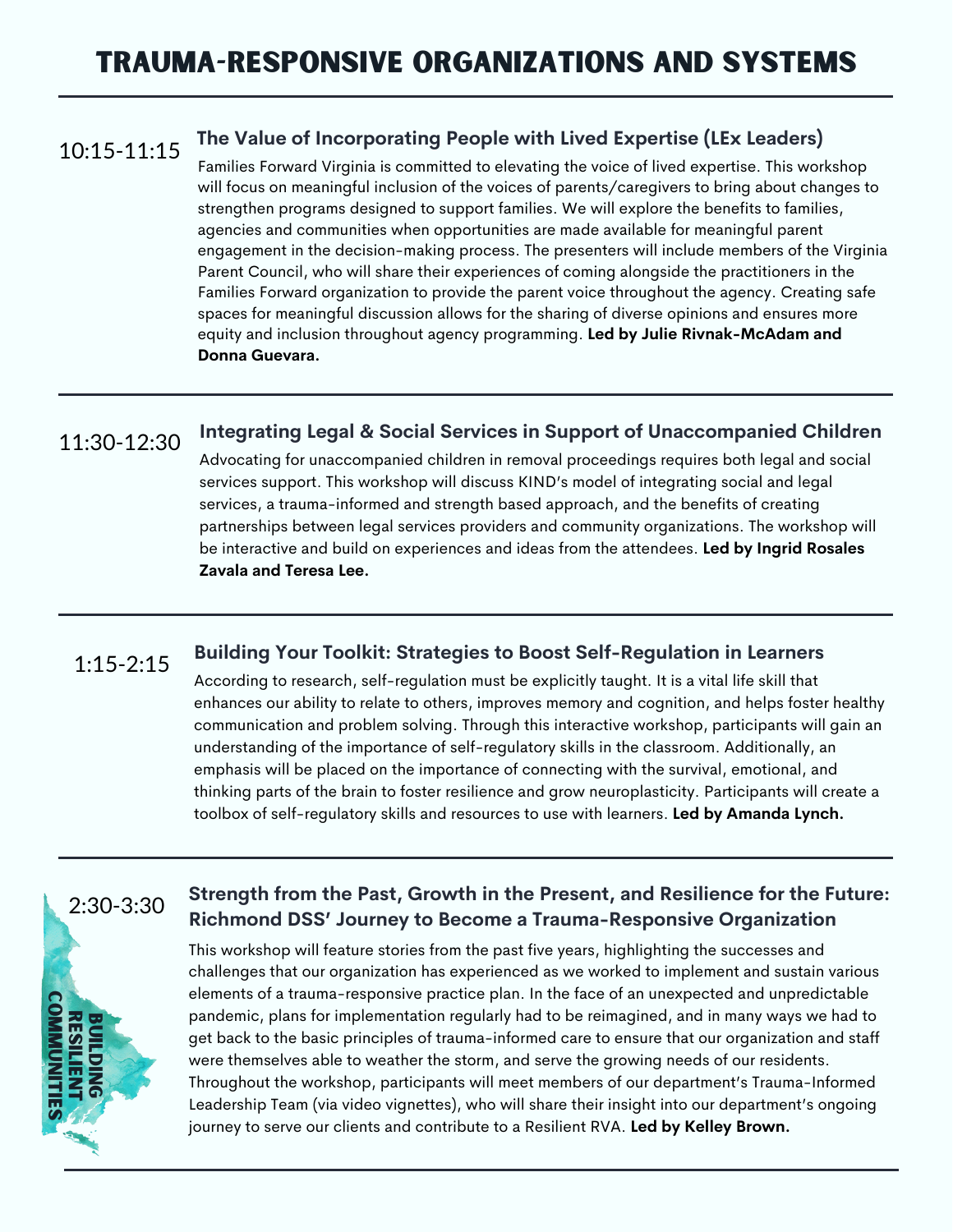# TRAUMA-RESPONSIVE ORGANIZATIONS AND SYSTEMS

10:15-11:15

### The Value of Incorporating People with Lived Expertise (LEx Leaders)

Families Forward Virginia is committed to elevating the voice of lived expertise. This workshop will focus on meaningful inclusion of the voices of parents/caregivers to bring about changes to strengthen programs designed to support families. We will explore the benefits to families, agencies and communities when opportunities are made available for meaningful parent engagement in the decision-making process. The presenters will include members of the Virginia Parent Council, who will share their experiences of coming alongside the practitioners in the Families Forward organization to provide the parent voice throughout the agency. Creating safe spaces for meaningful discussion allows for the sharing of diverse opinions and ensures more equity and inclusion throughout agency programming. **Led by Julie Rivnak-McAdam and Donna Guevara.**

---

11:30-12:30

### Integrating Legal & Social Services in Support of Unaccompanied Children

Advocating for unaccompanied children in removal proceedings requires both legal and social services support. This workshop will discuss KIND's model of integrating social and legal services, a trauma-informed and strength based approach, and the benefits of creating partnerships between legal services providers and community organizations. The workshop will be interactive and build on experiences and ideas from the attendees. **Led by Ingrid Rosales Zavala and Teresa Lee.**

---

1:15-2:15

### Building Your Toolkit: Strategies to Boost Self-Regulation in Learners

According to research, self-regulation must be explicitly taught. It is a vital life skill that enhances our ability to relate to others, improves memory and cognition, and helps foster healthy communication and problem solving. Through this interactive workshop, participants will gain an understanding of the importance of self-regulatory skills in the classroom. Additionally, an emphasis will be placed on the importance of connecting with the survival, emotional, and thinking parts of the brain to foster resilience and grow neuroplasticity. Participants will create a toolbox of self-regulatory skills and resources to use with learners. **Led by Amanda Lynch.**

---

2:30-3:30

### Strength from the Past, Growth in the Present, and Resilience for the Future: Richmond DSS' Journey to Become a Trauma-Responsive Organization

This workshop will feature stories from the past five years, highlighting the successes and challenges that our organization has experienced as we worked to implement and sustain various elements of a trauma-responsive practice plan. In the face of an unexpected and unpredictable pandemic, plans for implementation regularly had to be reimagined, and in many ways we had to get back to the basic principles of trauma-informed care to ensure that our organization and staff were themselves able to weather the storm, and serve the growing needs of our residents. Throughout the workshop, participants will meet members of our department's Trauma-Informed Leadership Team (via video vignettes), who will share their insight into our department's ongoing journey to serve our clients and contribute to a Resilient RVA. **Led by Kelley Brown.**

BUILDING RESILIENT COMMUNITIES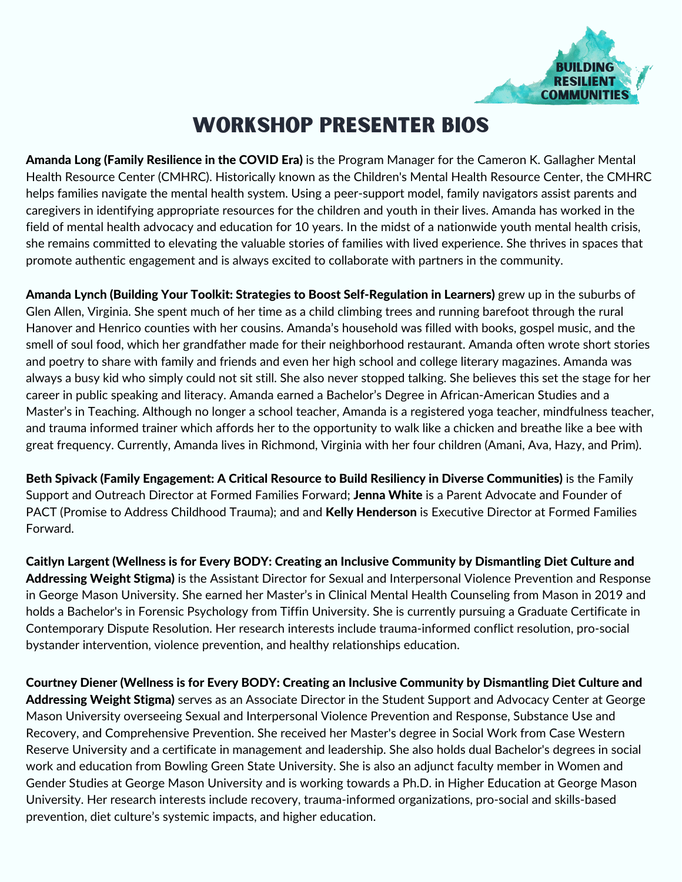# WORKSHOP PRESENTER BIOS

**Amanda Long (Family Resilience in the COVID Era)** is the Program Manager for the Cameron K. Gallagher Mental Health Resource Center (CMHRC). Historically known as the Children's Mental Health Resource Center, the CMHRC helps families navigate the mental health system. Using a peer-support model, family navigators assist parents and caregivers in identifying appropriate resources for the children and youth in their lives. Amanda has worked in the field of mental health advocacy and education for 10 years. In the midst of a nationwide youth mental health crisis, she remains committed to elevating the valuable stories of families with lived experience. She thrives in spaces that promote authentic engagement and is always excited to collaborate with partners in the community.

**Amanda Lynch (Building Your Toolkit: Strategies to Boost Self-Regulation in Learners)** grew up in the suburbs of Glen Allen, Virginia. She spent much of her time as a child climbing trees and running barefoot through the rural Hanover and Henrico counties with her cousins. Amanda's household was filled with books, gospel music, and the smell of soul food, which her grandfather made for their neighborhood restaurant. Amanda often wrote short stories and poetry to share with family and friends and even her high school and college literary magazines. Amanda was always a busy kid who simply could not sit still. She also never stopped talking. She believes this set the stage for her career in public speaking and literacy. Amanda earned a Bachelor's Degree in African-American Studies and a Master's in Teaching. Although no longer a school teacher, Amanda is a registered yoga teacher, mindfulness teacher, and trauma informed trainer which affords her to the opportunity to walk like a chicken and breathe like a bee with great frequency. Currently, Amanda lives in Richmond, Virginia with her four children (Amani, Ava, Hazy, and Prim).

**Beth Spivack (Family Engagement: A Critical Resource to Build Resiliency in Diverse Communities)** is the Family Support and Outreach Director at Formed Families Forward; **Jenna White** is a Parent Advocate and Founder of PACT (Promise to Address Childhood Trauma); and and **Kelly Henderson** is Executive Director at Formed Families Forward.

**Caitlyn Largent (Wellness is for Every BODY: Creating an Inclusive Community by Dismantling Diet Culture and Addressing Weight Stigma)** is the Assistant Director for Sexual and Interpersonal Violence Prevention and Response in George Mason University. She earned her Master's in Clinical Mental Health Counseling from Mason in 2019 and holds a Bachelor's in Forensic Psychology from Tiffin University. She is currently pursuing a Graduate Certificate in Contemporary Dispute Resolution. Her research interests include trauma-informed conflict resolution, pro-social bystander intervention, violence prevention, and healthy relationships education.

**Courtney Diener (Wellness is for Every BODY: Creating an Inclusive Community by Dismantling Diet Culture and Addressing Weight Stigma)** serves as an Associate Director in the Student Support and Advocacy Center at George Mason University overseeing Sexual and Interpersonal Violence Prevention and Response, Substance Use and Recovery, and Comprehensive Prevention. She received her Master's degree in Social Work from Case Western Reserve University and a certificate in management and leadership. She also holds dual Bachelor's degrees in social work and education from Bowling Green State University. She is also an adjunct faculty member in Women and Gender Studies at George Mason University and is working towards a Ph.D. in Higher Education at George Mason University. Her research interests include recovery, trauma-informed organizations, pro-social and skills-based prevention, diet culture's systemic impacts, and higher education.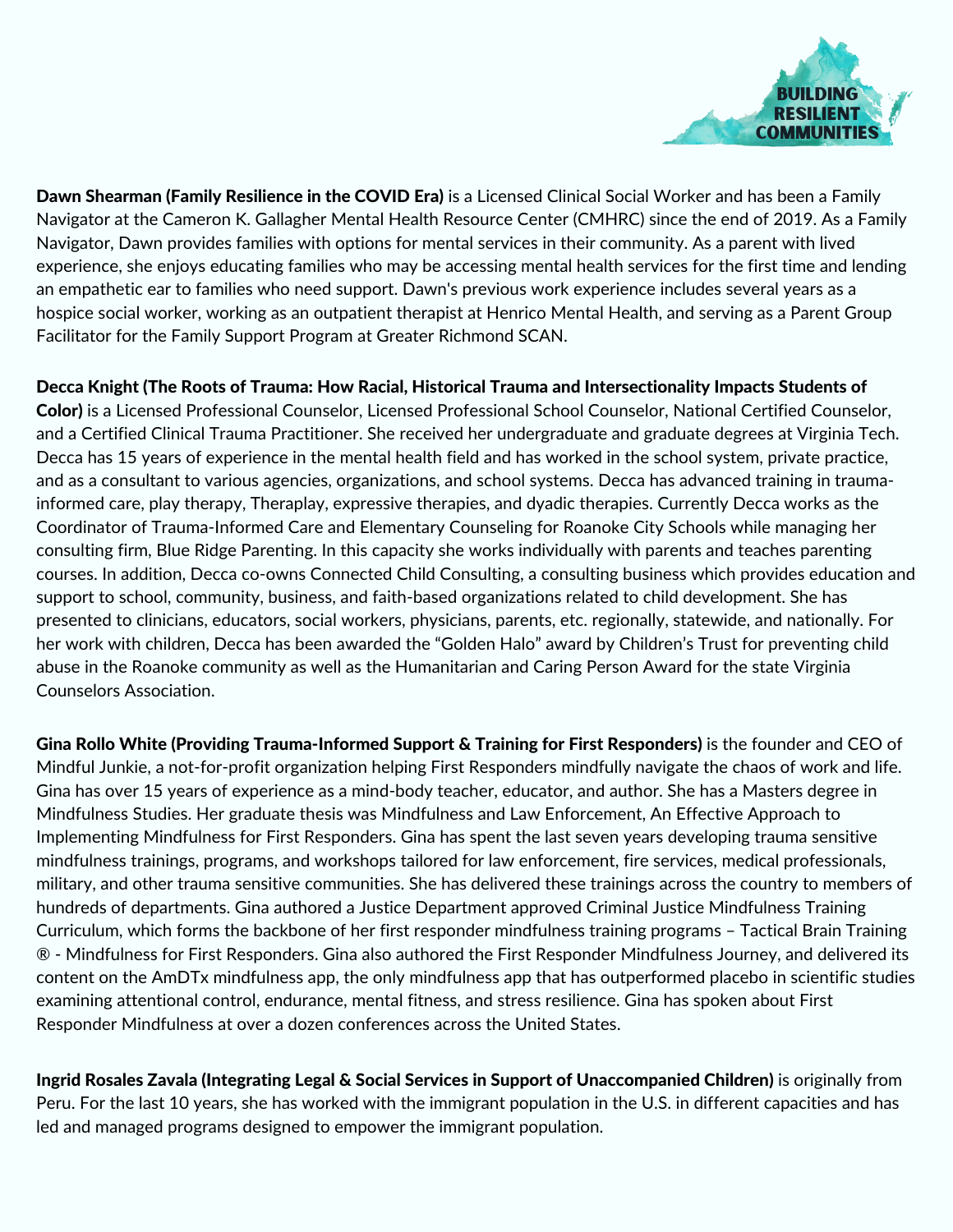**Dawn Shearman (Family Resilience in the COVID Era)** is a Licensed Clinical Social Worker and has been a Family Navigator at the Cameron K. Gallagher Mental Health Resource Center (CMHRC) since the end of 2019. As a Family Navigator, Dawn provides families with options for mental services in their community. As a parent with lived experience, she enjoys educating families who may be accessing mental health services for the first time and lending an empathetic ear to families who need support. Dawn's previous work experience includes several years as a hospice social worker, working as an outpatient therapist at Henrico Mental Health, and serving as a Parent Group Facilitator for the Family Support Program at Greater Richmond SCAN.

**Decca Knight (The Roots of Trauma: How Racial, Historical Trauma and Intersectionality Impacts Students of Color)** is a Licensed Professional Counselor, Licensed Professional School Counselor, National Certified Counselor, and a Certified Clinical Trauma Practitioner. She received her undergraduate and graduate degrees at Virginia Tech. Decca has 15 years of experience in the mental health field and has worked in the school system, private practice, and as a consultant to various agencies, organizations, and school systems. Decca has advanced training in trauma-informed care, play therapy, Theraplay, expressive therapies, and dyadic therapies. Currently Decca works as the Coordinator of Trauma-Informed Care and Elementary Counseling for Roanoke City Schools while managing her consulting firm, Blue Ridge Parenting. In this capacity she works individually with parents and teaches parenting courses. In addition, Decca co-owns Connected Child Consulting, a consulting business which provides education and support to school, community, business, and faith-based organizations related to child development. She has presented to clinicians, educators, social workers, physicians, parents, etc. regionally, statewide, and nationally. For her work with children, Decca has been awarded the "Golden Halo" award by Children's Trust for preventing child abuse in the Roanoke community as well as the Humanitarian and Caring Person Award for the state Virginia Counselors Association.

**Gina Rollo White (Providing Trauma-Informed Support & Training for First Responders)** is the founder and CEO of Mindful Junkie, a not-for-profit organization helping First Responders mindfully navigate the chaos of work and life. Gina has over 15 years of experience as a mind-body teacher, educator, and author. She has a Masters degree in Mindfulness Studies. Her graduate thesis was Mindfulness and Law Enforcement, An Effective Approach to Implementing Mindfulness for First Responders. Gina has spent the last seven years developing trauma sensitive mindfulness trainings, programs, and workshops tailored for law enforcement, fire services, medical professionals, military, and other trauma sensitive communities. She has delivered these trainings across the country to members of hundreds of departments. Gina authored a Justice Department approved Criminal Justice Mindfulness Training Curriculum, which forms the backbone of her first responder mindfulness training programs – Tactical Brain Training ® - Mindfulness for First Responders. Gina also authored the First Responder Mindfulness Journey, and delivered its content on the AmDTx mindfulness app, the only mindfulness app that has outperformed placebo in scientific studies examining attentional control, endurance, mental fitness, and stress resilience. Gina has spoken about First Responder Mindfulness at over a dozen conferences across the United States.

**Ingrid Rosales Zavala (Integrating Legal & Social Services in Support of Unaccompanied Children)** is originally from Peru. For the last 10 years, she has worked with the immigrant population in the U.S. in different capacities and has led and managed programs designed to empower the immigrant population.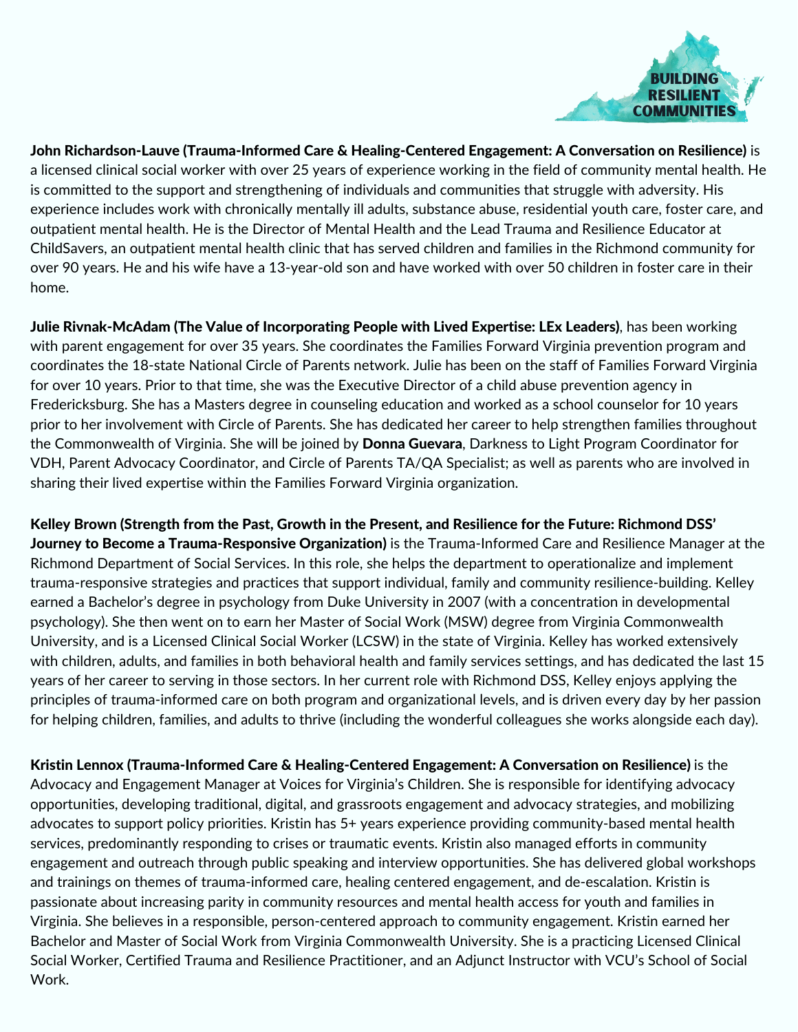**John Richardson-Lauve (Trauma-Informed Care & Healing-Centered Engagement: A Conversation on Resilience)** is a licensed clinical social worker with over 25 years of experience working in the field of community mental health. He is committed to the support and strengthening of individuals and communities that struggle with adversity. His experience includes work with chronically mentally ill adults, substance abuse, residential youth care, foster care, and outpatient mental health. He is the Director of Mental Health and the Lead Trauma and Resilience Educator at ChildSavers, an outpatient mental health clinic that has served children and families in the Richmond community for over 90 years. He and his wife have a 13-year-old son and have worked with over 50 children in foster care in their home.

**Julie Rivnak-McAdam (The Value of Incorporating People with Lived Expertise: LEx Leaders)**, has been working with parent engagement for over 35 years. She coordinates the Families Forward Virginia prevention program and coordinates the 18-state National Circle of Parents network. Julie has been on the staff of Families Forward Virginia for over 10 years. Prior to that time, she was the Executive Director of a child abuse prevention agency in Fredericksburg. She has a Masters degree in counseling education and worked as a school counselor for 10 years prior to her involvement with Circle of Parents. She has dedicated her career to help strengthen families throughout the Commonwealth of Virginia. She will be joined by **Donna Guevara**, Darkness to Light Program Coordinator for VDH, Parent Advocacy Coordinator, and Circle of Parents TA/QA Specialist; as well as parents who are involved in sharing their lived expertise within the Families Forward Virginia organization.

**Kelley Brown (Strength from the Past, Growth in the Present, and Resilience for the Future: Richmond DSS' Journey to Become a Trauma-Responsive Organization)** is the Trauma-Informed Care and Resilience Manager at the Richmond Department of Social Services. In this role, she helps the department to operationalize and implement trauma-responsive strategies and practices that support individual, family and community resilience-building. Kelley earned a Bachelor's degree in psychology from Duke University in 2007 (with a concentration in developmental psychology). She then went on to earn her Master of Social Work (MSW) degree from Virginia Commonwealth University, and is a Licensed Clinical Social Worker (LCSW) in the state of Virginia. Kelley has worked extensively with children, adults, and families in both behavioral health and family services settings, and has dedicated the last 15 years of her career to serving in those sectors. In her current role with Richmond DSS, Kelley enjoys applying the principles of trauma-informed care on both program and organizational levels, and is driven every day by her passion for helping children, families, and adults to thrive (including the wonderful colleagues she works alongside each day).

**Kristin Lennox (Trauma-Informed Care & Healing-Centered Engagement: A Conversation on Resilience)** is the Advocacy and Engagement Manager at Voices for Virginia's Children. She is responsible for identifying advocacy opportunities, developing traditional, digital, and grassroots engagement and advocacy strategies, and mobilizing advocates to support policy priorities. Kristin has 5+ years experience providing community-based mental health services, predominantly responding to crises or traumatic events. Kristin also managed efforts in community engagement and outreach through public speaking and interview opportunities. She has delivered global workshops and trainings on themes of trauma-informed care, healing centered engagement, and de-escalation. Kristin is passionate about increasing parity in community resources and mental health access for youth and families in Virginia. She believes in a responsible, person-centered approach to community engagement. Kristin earned her Bachelor and Master of Social Work from Virginia Commonwealth University. She is a practicing Licensed Clinical Social Worker, Certified Trauma and Resilience Practitioner, and an Adjunct Instructor with VCU's School of Social Work.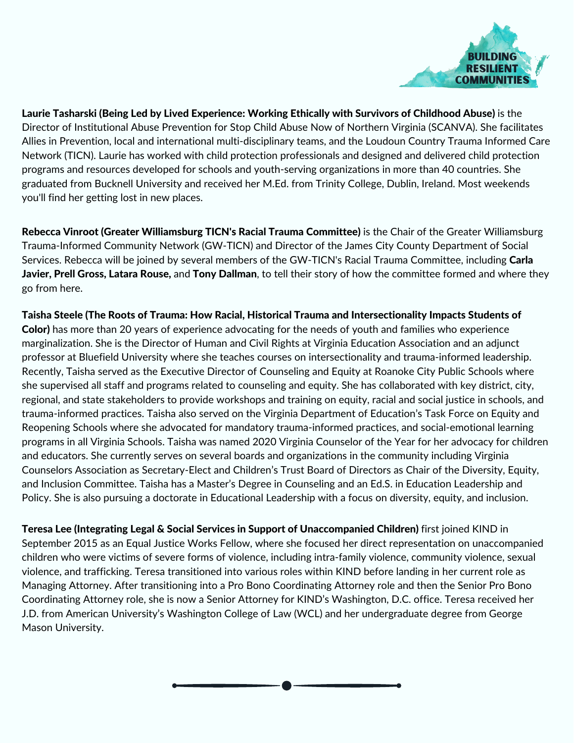**Laurie Tasharski (Being Led by Lived Experience: Working Ethically with Survivors of Childhood Abuse)** is the Director of Institutional Abuse Prevention for Stop Child Abuse Now of Northern Virginia (SCANVA). She facilitates Allies in Prevention, local and international multi-disciplinary teams, and the Loudoun Country Trauma Informed Care Network (TICN). Laurie has worked with child protection professionals and designed and delivered child protection programs and resources developed for schools and youth-serving organizations in more than 40 countries. She graduated from Bucknell University and received her M.Ed. from Trinity College, Dublin, Ireland. Most weekends you'll find her getting lost in new places.

**Rebecca Vinroot (Greater Williamsburg TICN's Racial Trauma Committee)** is the Chair of the Greater Williamsburg Trauma-Informed Community Network (GW-TICN) and Director of the James City County Department of Social Services. Rebecca will be joined by several members of the GW-TICN's Racial Trauma Committee, including **Carla Javier, Prell Gross, Latara Rouse,** and **Tony Dallman**, to tell their story of how the committee formed and where they go from here.

**Taisha Steele (The Roots of Trauma: How Racial, Historical Trauma and Intersectionality Impacts Students of Color)** has more than 20 years of experience advocating for the needs of youth and families who experience marginalization. She is the Director of Human and Civil Rights at Virginia Education Association and an adjunct professor at Bluefield University where she teaches courses on intersectionality and trauma-informed leadership. Recently, Taisha served as the Executive Director of Counseling and Equity at Roanoke City Public Schools where she supervised all staff and programs related to counseling and equity. She has collaborated with key district, city, regional, and state stakeholders to provide workshops and training on equity, racial and social justice in schools, and trauma-informed practices. Taisha also served on the Virginia Department of Education's Task Force on Equity and Reopening Schools where she advocated for mandatory trauma-informed practices, and social-emotional learning programs in all Virginia Schools. Taisha was named 2020 Virginia Counselor of the Year for her advocacy for children and educators. She currently serves on several boards and organizations in the community including Virginia Counselors Association as Secretary-Elect and Children's Trust Board of Directors as Chair of the Diversity, Equity, and Inclusion Committee. Taisha has a Master's Degree in Counseling and an Ed.S. in Education Leadership and Policy. She is also pursuing a doctorate in Educational Leadership with a focus on diversity, equity, and inclusion.

**Teresa Lee (Integrating Legal & Social Services in Support of Unaccompanied Children)** first joined KIND in September 2015 as an Equal Justice Works Fellow, where she focused her direct representation on unaccompanied children who were victims of severe forms of violence, including intra-family violence, community violence, sexual violence, and trafficking. Teresa transitioned into various roles within KIND before landing in her current role as Managing Attorney. After transitioning into a Pro Bono Coordinating Attorney role and then the Senior Pro Bono Coordinating Attorney role, she is now a Senior Attorney for KIND's Washington, D.C. office. Teresa received her J.D. from American University's Washington College of Law (WCL) and her undergraduate degree from George Mason University.